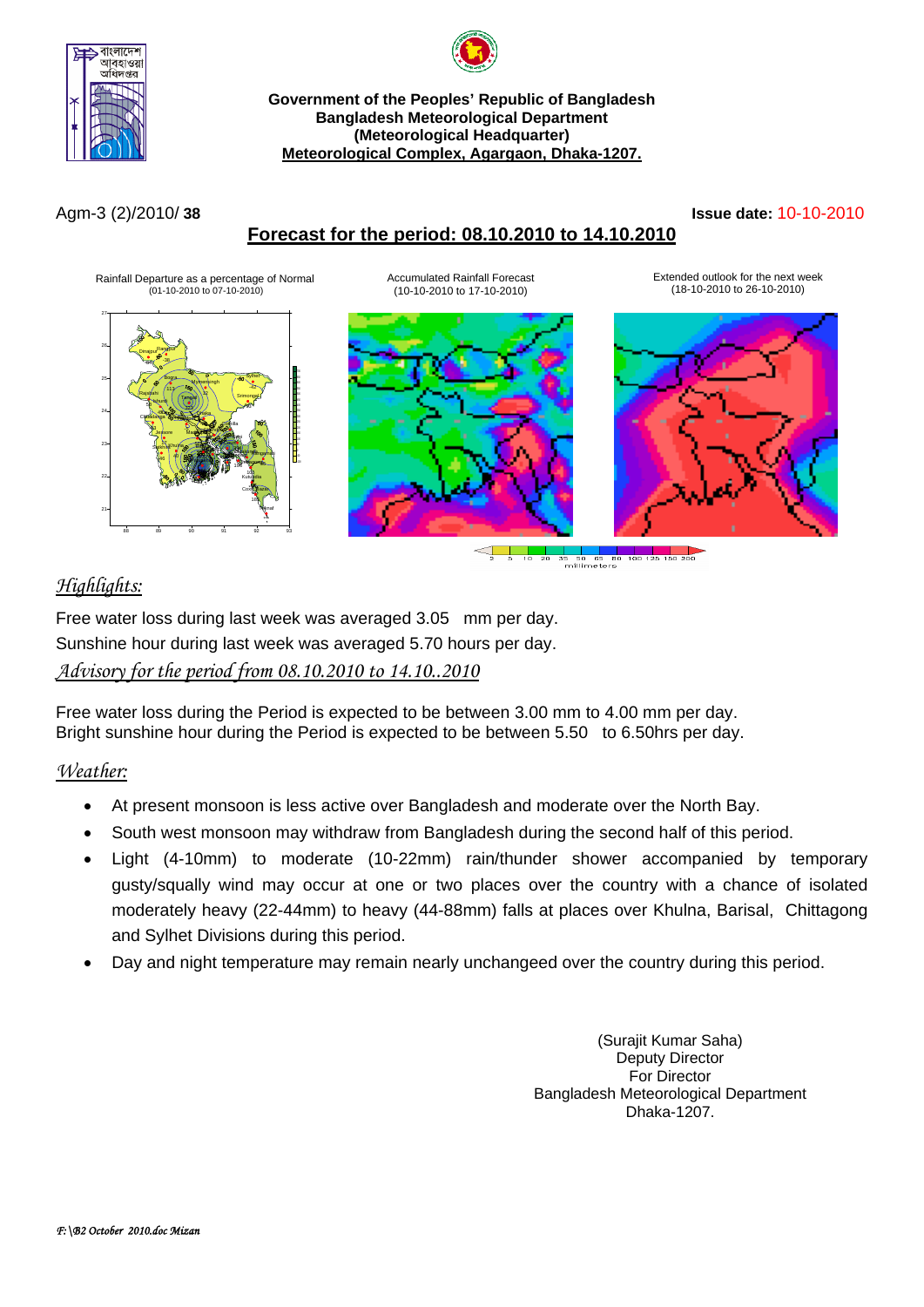**Government of the Peoples' Republic of Bangladesh**
**Bangladesh Meteorological Department**
**(Meteorological Headquarter)**
**Meteorological Complex, Agargaon, Dhaka-1207.**

Agm-3 (2)/2010/ **38**

**Issue date:** 10-10-2010

## Forecast for the period: 08.10.2010 to 14.10.2010

Rainfall Departure as a percentage of Normal (01-10-2010 to 07-10-2010)

Accumulated Rainfall Forecast (10-10-2010 to 17-10-2010)

Extended outlook for the next week (18-10-2010 to 26-10-2010)

### *Highlights:*

Free water loss during last week was averaged 3.05 mm per day.

Sunshine hour during last week was averaged 5.70 hours per day.

### *Advisory for the period from 08.10.2010 to 14.10..2010*

Free water loss during the Period is expected to be between 3.00 mm to 4.00 mm per day.
Bright sunshine hour during the Period is expected to be between 5.50 to 6.50hrs per day.

### *Weather:*

- At present monsoon is less active over Bangladesh and moderate over the North Bay.
- South west monsoon may withdraw from Bangladesh during the second half of this period.
- Light (4-10mm) to moderate (10-22mm) rain/thunder shower accompanied by temporary gusty/squally wind may occur at one or two places over the country with a chance of isolated moderately heavy (22-44mm) to heavy (44-88mm) falls at places over Khulna, Barisal, Chittagong and Sylhet Divisions during this period.
- Day and night temperature may remain nearly unchangeed over the country during this period.

(Surajit Kumar Saha)
Deputy Director
For Director
Bangladesh Meteorological Department
Dhaka-1207.

*F:\B2 October 2010.doc Mizan*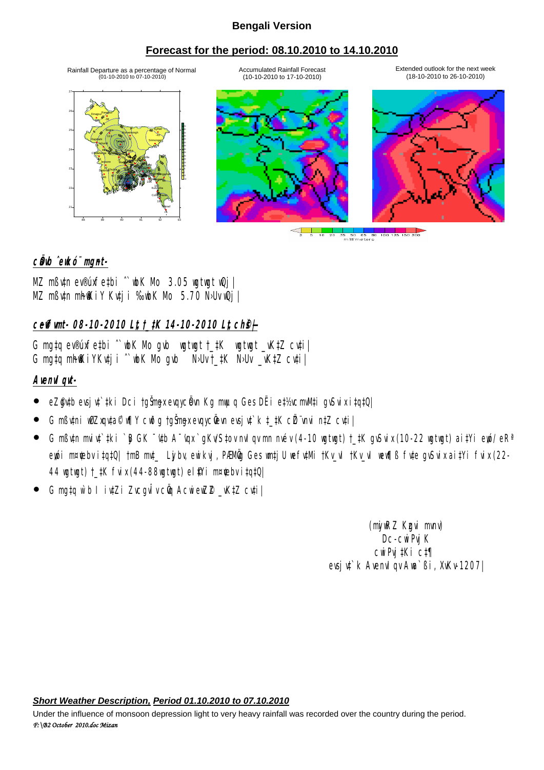## Bengali Version

## Forecast for the period: 08.10.2010 to 14.10.2010

Rainfall Departure as a percentage of Normal (01-10-2010 to 07-10-2010)

Accumulated Rainfall Forecast (10-10-2010 to 17-10-2010)

Extended outlook for the next week (18-10-2010 to 26-10-2010)

### ***cÖÆb ˆewkó¨ mgnt-***

MZ mßv‡n ev®úxf e‡bi ˆ`wbK Mo 3.05 wgtwgt wQj|
MZ mßv‡n mh©KiYKv‡ji ‰`wbK Mo 5.70 N›Uv wQj|

### ***ceÆvmt- 08-10-2010 Lªt†_‡K 14-10-2010 Lªt ch©š—***

G mg‡q ev®úxf e‡bi ˆ`wbK Mo gvb wgtwgt †_‡K wgtwgt _vK‡Z cv‡i|
G mg‡q mh©KiYKv‡ji ˆ`wbK Mo gvb N›Uv †_‡K N›Uv _vK‡Z cv‡i|

### ***Avenvl qvt-***

- eZ©gv‡b evsjv‡`‡ki Dci †gŠmyex evqycÖevn Kg mwµq Ges DËi e‡½vcmvM‡i gvSvix ai‡Yi|
- G mßv‡ni wØZxqv‡a© wKQz cwiÒg †gŠmyex evqycÖevn evsjv‡`k †_‡K cÖZ¨vnvi n‡Z cv‡i|
- G mßv‡n mviv‡`‡ki `yÕGK ¯'v‡b A¯'vqx `gKv nvIqvmn nvé v (4-10 wgtwgt) †_‡K gvSvix (10-22 wgtwgt) ai‡Yi e„wó/eRª e„wói m¤¢vebv i‡q‡Q| †mB mv‡_ Lyjbv, ewikvj, PÆMÖvg Ges wm‡jU wefv‡Mi †Kv_vl †Kv_vl wew¶ß fv‡e gvSvix ai‡Yi fvix (22-44 wgtwgt) †_‡K fvix (44-88 wgtwgt) el©‡Yi m¤¢vebv i‡q‡Q|
- G mg‡q w`b I iv‡Zi Zvcgvòv cÖvq AcwiewZ©Z _vK‡Z cv‡i|

(mhyiRZ Kgvi mvnv)
Dc-cwiPvjK
cwiPvj‡Ki c‡¶
evsjv‡`k AvenvIqv Awa`ßi, XvKv-1207|

### ***Short Weather Description, Period 01.10.2010 to 07.10.2010***

Under the influence of monsoon depression light to very heavy rainfall was recorded over the country during the period.

*F:\B2 October 2010.doc Mizan*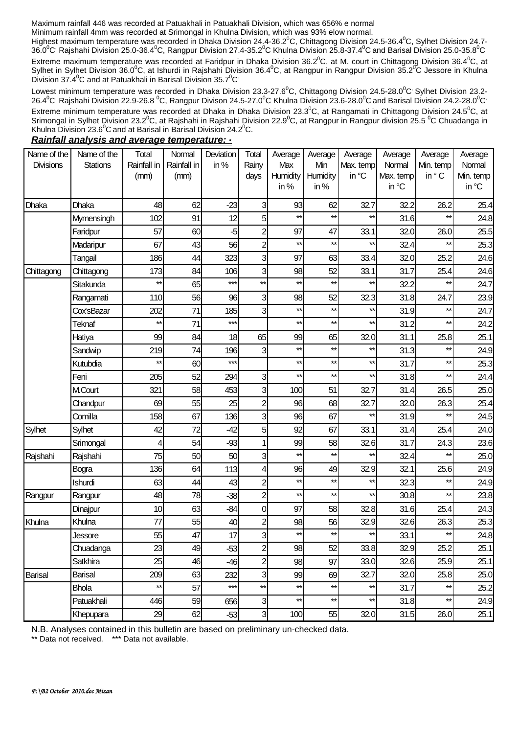Maximum rainfall 446 was recorded at Patuakhali in Patuakhali Division, which was 656% e normal

Minimum rainfall 4mm was recorded at Srimongal in Khulna Division, which was 93% elow normal.

Highest maximum temperature was recorded in Dhaka Division 24.4-36.2$^0$C, Chittagong Division 24.5-36.4$^0$C, Sylhet Division 24.7-36.0$^0$C, Rajshahi Division 25.0-36.4$^0$C, Rangpur Division 27.4-35.2$^0$C Khulna Division 25.8-37.4$^0$C and Barisal Division 25.0-35.8$^0$C

Extreme maximum temperature was recorded at Faridpur in Dhaka Division 36.2$^0$C, at M. court in Chittagong Division 36.4$^0$C, at Sylhet in Sylhet Division 36.0$^0$C, at Ishurdi in Rajshahi Division 36.4$^0$C, at Rangpur in Rangpur Division 35.2$^0$C Jessore in Khulna Division 37.4$^0$C and at Patuakhali in Barisal Division 35.7$^0$C.

Lowest minimum temperature was recorded in Dhaka Division 23.3-27.6$^0$C, Chittagong Division 24.5-28.0$^0$C, Sylhet Division 23.2-26.4$^0$C, Rajshahi Division 22.9-26.8 $^0$C, Rangpur Divison 24.5-27.0$^0$C Khulna Division 23.6-28.0$^0$C and Barisal Division 24.2-28.0$^0$C.

Extreme minimum temperature was recorded at Dhaka in Dhaka Division 23.3$^0$C, at Rangamati in Chittagong Division 24.5$^0$C, at Srimongal in Sylhet Division 23.2$^0$C, at Rajshahi in Rajshahi Division 22.9$^0$C, at Rangpur in Rangpur division 25.5 $^0$C Chuadanga in Khulna Division 23.6$^0$C and at Barisal in Barisal Division 24.2$^0$C.

***Rainfall analysis and average temperature: ·***

| Name of the Divisions | Name of the Stations | Total Rainfall in (mm) | Normal Rainfall in (mm) | Deviation in % | Total Rainy days | Average Max Humidity in % | Average Min Humidity in % | Average Max. temp in °C | Average Normal Max. temp in °C | Average Min. temp in ° C | Average Normal Min. temp in °C |
|---|---|---|---|---|---|---|---|---|---|---|---|
| Dhaka | Dhaka | 48 | 62 | -23 | 3 | 93 | 62 | 32.7 | 32.2 | 26.2 | 25.4 |
| | Mymensingh | 102 | 91 | 12 | 5 | ** | ** | ** | 31.6 | ** | 24.8 |
| | Faridpur | 57 | 60 | -5 | 2 | 97 | 47 | 33.1 | 32.0 | 26.0 | 25.5 |
| | Madaripur | 67 | 43 | 56 | 2 | ** | ** | ** | 32.4 | ** | 25.3 |
| | Tangail | 186 | 44 | 323 | 3 | 97 | 63 | 33.4 | 32.0 | 25.2 | 24.6 |
| Chittagong | Chittagong | 173 | 84 | 106 | 3 | 98 | 52 | 33.1 | 31.7 | 25.4 | 24.6 |
| | Sitakunda | ** | 65 | *** | ** | ** | ** | ** | 32.2 | ** | 24.7 |
| | Rangamati | 110 | 56 | 96 | 3 | 98 | 52 | 32.3 | 31.8 | 24.7 | 23.9 |
| | Cox'sBazar | 202 | 71 | 185 | 3 | ** | ** | ** | 31.9 | ** | 24.7 |
| | Teknaf | ** | 71 | *** | | ** | ** | ** | 31.2 | ** | 24.2 |
| | Hatiya | 99 | 84 | 18 | 65 | 99 | 65 | 32.0 | 31.1 | 25.8 | 25.1 |
| | Sandwip | 219 | 74 | 196 | 3 | ** | ** | ** | 31.3 | ** | 24.9 |
| | Kutubdia | ** | 60 | *** | | ** | ** | ** | 31.7 | ** | 25.3 |
| | Feni | 205 | 52 | 294 | 3 | ** | ** | ** | 31.8 | ** | 24.4 |
| | M.Court | 321 | 58 | 453 | 3 | 100 | 51 | 32.7 | 31.4 | 26.5 | 25.0 |
| | Chandpur | 69 | 55 | 25 | 2 | 96 | 68 | 32.7 | 32.0 | 26.3 | 25.4 |
| | Comilla | 158 | 67 | 136 | 3 | 96 | 67 | ** | 31.9 | ** | 24.5 |
| Sylhet | Sylhet | 42 | 72 | -42 | 5 | 92 | 67 | 33.1 | 31.4 | 25.4 | 24.0 |
| | Srimongal | 4 | 54 | -93 | 1 | 99 | 58 | 32.6 | 31.7 | 24.3 | 23.6 |
| Rajshahi | Rajshahi | 75 | 50 | 50 | 3 | ** | ** | ** | 32.4 | ** | 25.0 |
| | Bogra | 136 | 64 | 113 | 4 | 96 | 49 | 32.9 | 32.1 | 25.6 | 24.9 |
| | Ishurdi | 63 | 44 | 43 | 2 | ** | ** | ** | 32.3 | ** | 24.9 |
| Rangpur | Rangpur | 48 | 78 | -38 | 2 | ** | ** | ** | 30.8 | ** | 23.8 |
| | Dinajpur | 10 | 63 | -84 | 0 | 97 | 58 | 32.8 | 31.6 | 25.4 | 24.3 |
| Khulna | Khulna | 77 | 55 | 40 | 2 | 98 | 56 | 32.9 | 32.6 | 26.3 | 25.3 |
| | Jessore | 55 | 47 | 17 | 3 | ** | ** | ** | 33.1 | ** | 24.8 |
| | Chuadanga | 23 | 49 | -53 | 2 | 98 | 52 | 33.8 | 32.9 | 25.2 | 25.1 |
| | Satkhira | 25 | 46 | -46 | 2 | 98 | 97 | 33.0 | 32.6 | 25.9 | 25.1 |
| Barisal | Barisal | 209 | 63 | 232 | 3 | 99 | 69 | 32.7 | 32.0 | 25.8 | 25.0 |
| | Bhola | ** | 57 | *** | ** | ** | ** | ** | 31.7 | ** | 25.2 |
| | Patuakhali | 446 | 59 | 656 | 3 | ** | ** | ** | 31.8 | ** | 24.9 |
| | Khepupara | 29 | 62 | -53 | 3 | 100 | 55 | 32.0 | 31.5 | 26.0 | 25.1 |

N.B. Analyses contained in this bulletin are based on preliminary un-checked data.

** Data not received. *** Data not available.

*F:\B2 October 2010.doc Mizan*